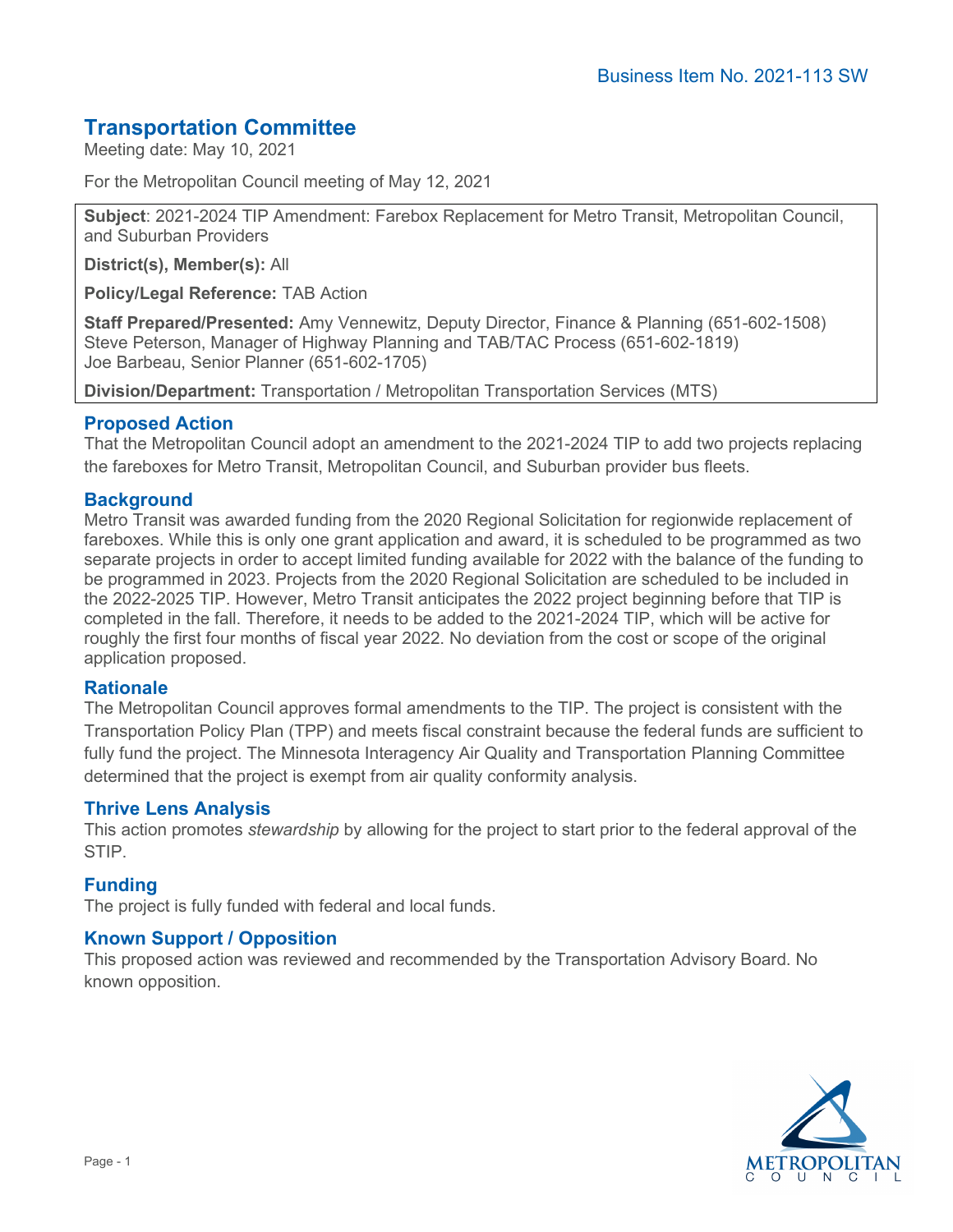Business Item No. 2021-113 SW

# Transportation Committee

Meeting date: May 10, 2021

For the Metropolitan Council meeting of May 12, 2021

**Subject**: 2021-2024 TIP Amendment: Farebox Replacement for Metro Transit, Metropolitan Council, and Suburban Providers

**District(s), Member(s):** All

**Policy/Legal Reference:** TAB Action

**Staff Prepared/Presented:** Amy Vennewitz, Deputy Director, Finance & Planning (651-602-1508)
Steve Peterson, Manager of Highway Planning and TAB/TAC Process (651-602-1819)
Joe Barbeau, Senior Planner (651-602-1705)

**Division/Department:** Transportation / Metropolitan Transportation Services (MTS)

## Proposed Action

That the Metropolitan Council adopt an amendment to the 2021-2024 TIP to add two projects replacing the fareboxes for Metro Transit, Metropolitan Council, and Suburban provider bus fleets.

## Background

Metro Transit was awarded funding from the 2020 Regional Solicitation for regionwide replacement of fareboxes. While this is only one grant application and award, it is scheduled to be programmed as two separate projects in order to accept limited funding available for 2022 with the balance of the funding to be programmed in 2023. Projects from the 2020 Regional Solicitation are scheduled to be included in the 2022-2025 TIP. However, Metro Transit anticipates the 2022 project beginning before that TIP is completed in the fall. Therefore, it needs to be added to the 2021-2024 TIP, which will be active for roughly the first four months of fiscal year 2022. No deviation from the cost or scope of the original application proposed.

## Rationale

The Metropolitan Council approves formal amendments to the TIP. The project is consistent with the Transportation Policy Plan (TPP) and meets fiscal constraint because the federal funds are sufficient to fully fund the project. The Minnesota Interagency Air Quality and Transportation Planning Committee determined that the project is exempt from air quality conformity analysis.

## Thrive Lens Analysis

This action promotes *stewardship* by allowing for the project to start prior to the federal approval of the STIP.

## Funding

The project is fully funded with federal and local funds.

## Known Support / Opposition

This proposed action was reviewed and recommended by the Transportation Advisory Board. No known opposition.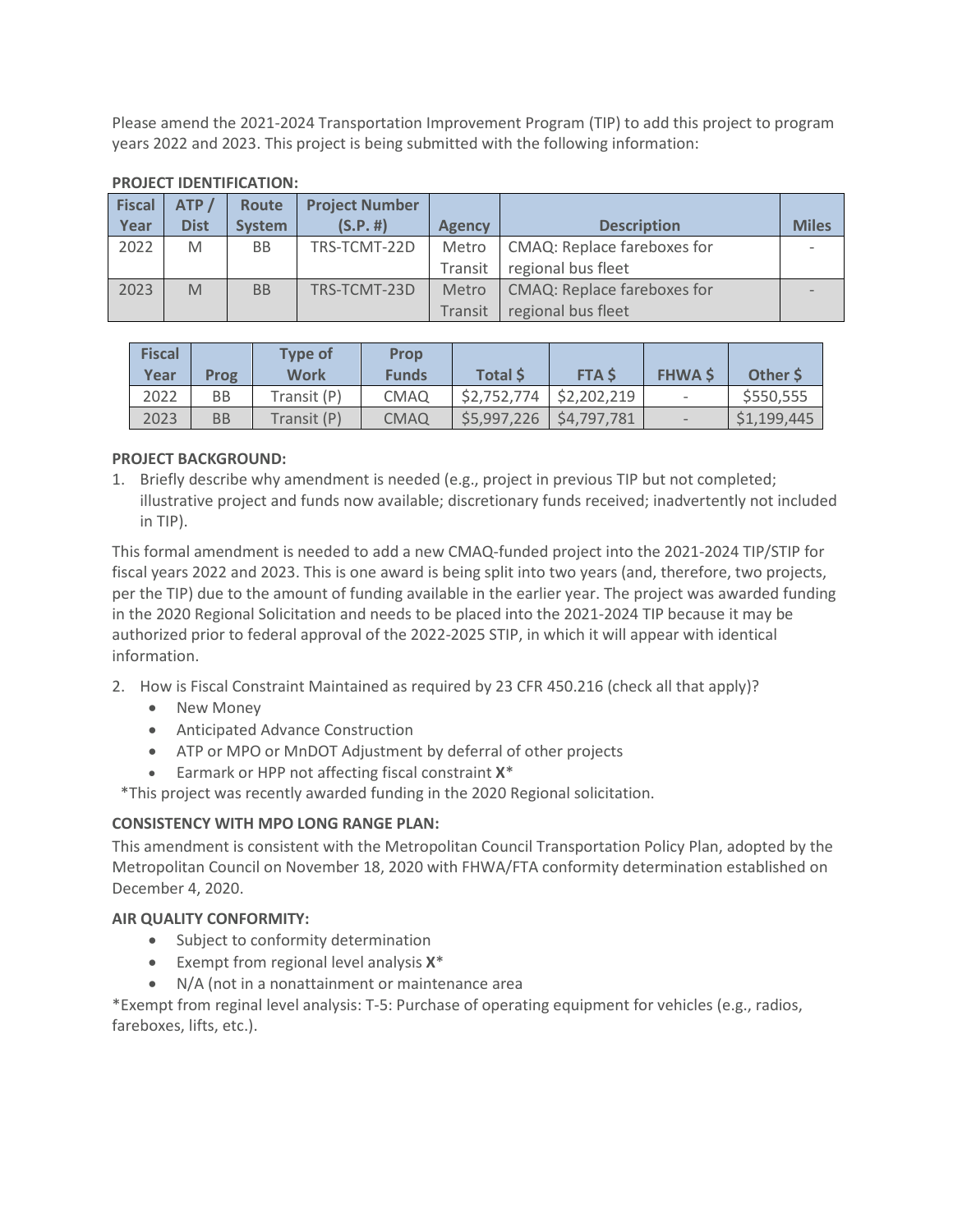Please amend the 2021-2024 Transportation Improvement Program (TIP) to add this project to program years 2022 and 2023. This project is being submitted with the following information:

**PROJECT IDENTIFICATION:**

| Fiscal Year | ATP / Dist | Route System | Project Number (S.P. #) | Agency | Description | Miles |
|---|---|---|---|---|---|---|
| 2022 | M | BB | TRS-TCMT-22D | Metro Transit | CMAQ: Replace fareboxes for regional bus fleet | - |
| 2023 | M | BB | TRS-TCMT-23D | Metro Transit | CMAQ: Replace fareboxes for regional bus fleet | - |

| Fiscal Year | Prog | Type of Work | Prop Funds | Total $ | FTA $ | FHWA $ | Other $ |
|---|---|---|---|---|---|---|---|
| 2022 | BB | Transit (P) | CMAQ | $2,752,774 | $2,202,219 | - | $550,555 |
| 2023 | BB | Transit (P) | CMAQ | $5,997,226 | $4,797,781 | - | $1,199,445 |

**PROJECT BACKGROUND:**

1. Briefly describe why amendment is needed (e.g., project in previous TIP but not completed; illustrative project and funds now available; discretionary funds received; inadvertently not included in TIP).

This formal amendment is needed to add a new CMAQ-funded project into the 2021-2024 TIP/STIP for fiscal years 2022 and 2023. This is one award is being split into two years (and, therefore, two projects, per the TIP) due to the amount of funding available in the earlier year. The project was awarded funding in the 2020 Regional Solicitation and needs to be placed into the 2021-2024 TIP because it may be authorized prior to federal approval of the 2022-2025 STIP, in which it will appear with identical information.

2. How is Fiscal Constraint Maintained as required by 23 CFR 450.216 (check all that apply)?
   - New Money
   - Anticipated Advance Construction
   - ATP or MPO or MnDOT Adjustment by deferral of other projects
   - Earmark or HPP not affecting fiscal constraint **X***

*This project was recently awarded funding in the 2020 Regional solicitation.

**CONSISTENCY WITH MPO LONG RANGE PLAN:**

This amendment is consistent with the Metropolitan Council Transportation Policy Plan, adopted by the Metropolitan Council on November 18, 2020 with FHWA/FTA conformity determination established on December 4, 2020.

**AIR QUALITY CONFORMITY:**

- Subject to conformity determination
- Exempt from regional level analysis **X***
- N/A (not in a nonattainment or maintenance area

*Exempt from reginal level analysis: T-5: Purchase of operating equipment for vehicles (e.g., radios, fareboxes, lifts, etc.).